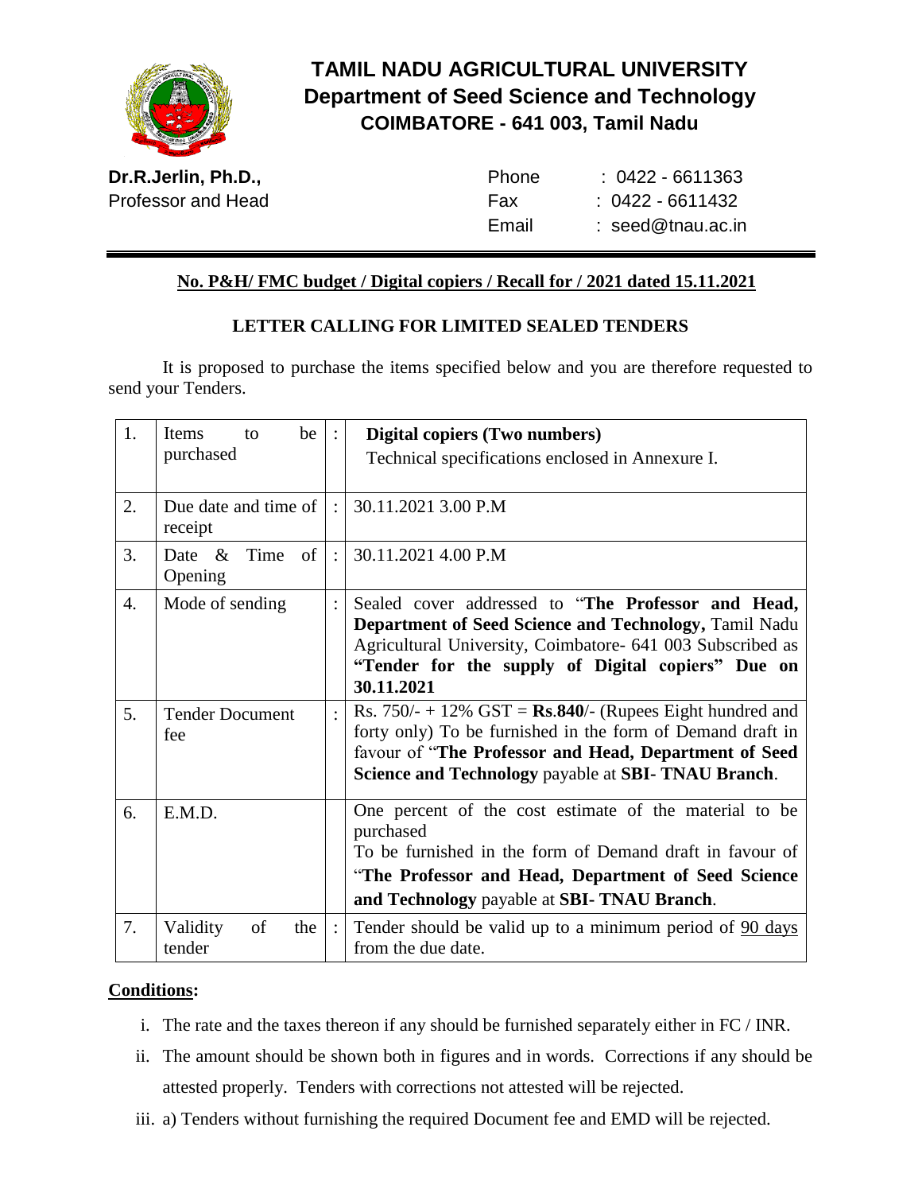# TAMIL NADU AGRICULTURAL UNIVERSITY
## Department of Seed Science and Technology
### COIMBATORE - 641 003, Tamil Nadu

**Dr.R.Jerlin, Ph.D.,**
Professor and Head

Phone : 0422 - 6611363
Fax : 0422 - 6611432
Email : seed@tnau.ac.in

**No. P&H/ FMC budget / Digital copiers / Recall for / 2021 dated 15.11.2021**

**LETTER CALLING FOR LIMITED SEALED TENDERS**

It is proposed to purchase the items specified below and you are therefore requested to send your Tenders.

| | | | |
|---|---|---|---|
| 1. | Items to be purchased | : | **Digital copiers (Two numbers)**<br>Technical specifications enclosed in Annexure I. |
| 2. | Due date and time of receipt | : | 30.11.2021 3.00 P.M |
| 3. | Date & Time of Opening | : | 30.11.2021 4.00 P.M |
| 4. | Mode of sending | : | Sealed cover addressed to "**The Professor and Head, Department of Seed Science and Technology,** Tamil Nadu Agricultural University, Coimbatore- 641 003 Subscribed as **"Tender for the supply of Digital copiers" Due on 30.11.2021** |
| 5. | Tender Document fee | : | Rs. 750/- + 12% GST = **Rs**.**840**/- (Rupees Eight hundred and forty only) To be furnished in the form of Demand draft in favour of "**The Professor and Head, Department of Seed Science and Technology** payable at **SBI- TNAU Branch**. |
| 6. | E.M.D. | | One percent of the cost estimate of the material to be purchased<br>To be furnished in the form of Demand draft in favour of "**The Professor and Head, Department of Seed Science and Technology** payable at **SBI- TNAU Branch**. |
| 7. | Validity of the tender | : | Tender should be valid up to a minimum period of 90 days from the due date. |

**Conditions:**

i. The rate and the taxes thereon if any should be furnished separately either in FC / INR.

ii. The amount should be shown both in figures and in words. Corrections if any should be attested properly. Tenders with corrections not attested will be rejected.

iii. a) Tenders without furnishing the required Document fee and EMD will be rejected.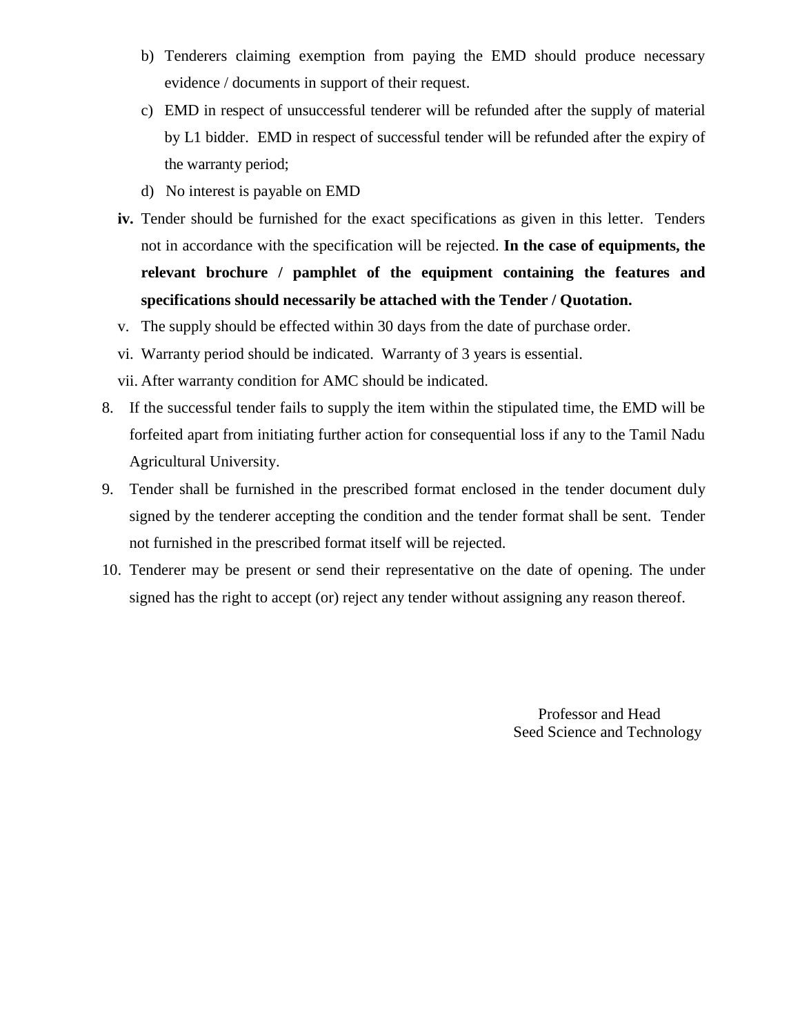b) Tenderers claiming exemption from paying the EMD should produce necessary evidence / documents in support of their request.

c) EMD in respect of unsuccessful tenderer will be refunded after the supply of material by L1 bidder. EMD in respect of successful tender will be refunded after the expiry of the warranty period;

d) No interest is payable on EMD

**iv.** Tender should be furnished for the exact specifications as given in this letter. Tenders not in accordance with the specification will be rejected. **In the case of equipments, the relevant brochure / pamphlet of the equipment containing the features and specifications should necessarily be attached with the Tender / Quotation.**

v. The supply should be effected within 30 days from the date of purchase order.

vi. Warranty period should be indicated. Warranty of 3 years is essential.

vii. After warranty condition for AMC should be indicated.

8. If the successful tender fails to supply the item within the stipulated time, the EMD will be forfeited apart from initiating further action for consequential loss if any to the Tamil Nadu Agricultural University.

9. Tender shall be furnished in the prescribed format enclosed in the tender document duly signed by the tenderer accepting the condition and the tender format shall be sent. Tender not furnished in the prescribed format itself will be rejected.

10. Tenderer may be present or send their representative on the date of opening. The under signed has the right to accept (or) reject any tender without assigning any reason thereof.

Professor and Head
Seed Science and Technology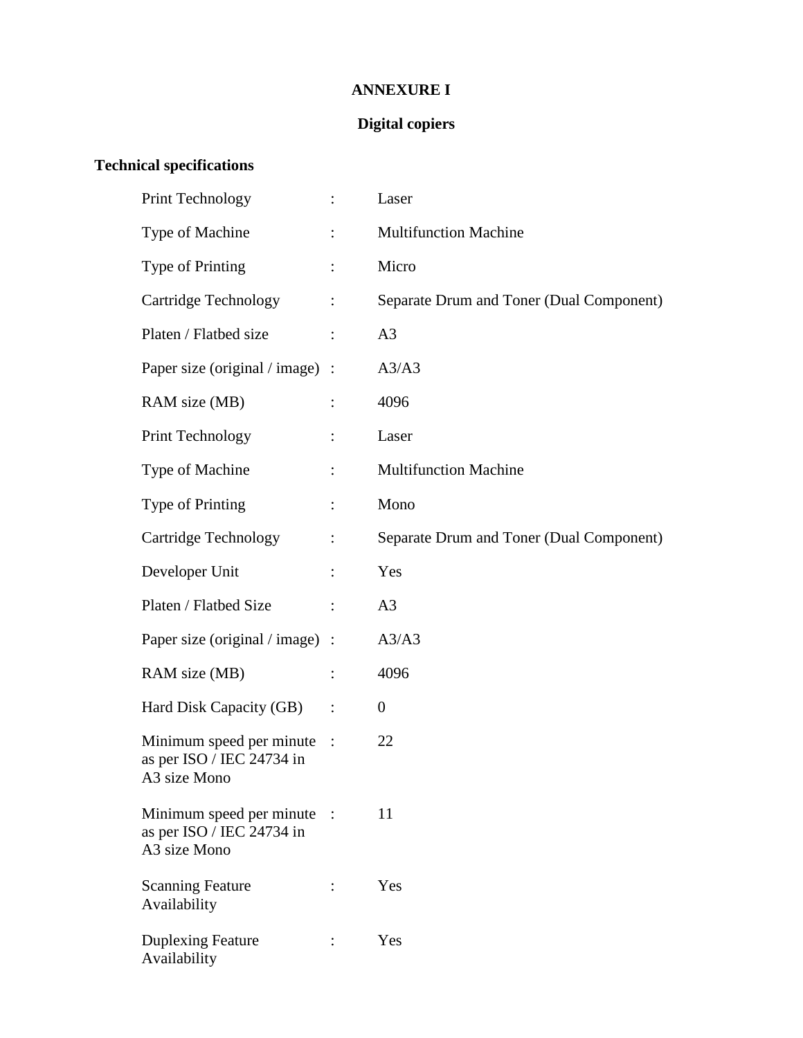**ANNEXURE I**

**Digital copiers**

**Technical specifications**

| | | |
|---|---|---|
| Print Technology | : | Laser |
| Type of Machine | : | Multifunction Machine |
| Type of Printing | : | Micro |
| Cartridge Technology | : | Separate Drum and Toner (Dual Component) |
| Platen / Flatbed size | : | A3 |
| Paper size (original / image) | : | A3/A3 |
| RAM size (MB) | : | 4096 |
| Print Technology | : | Laser |
| Type of Machine | : | Multifunction Machine |
| Type of Printing | : | Mono |
| Cartridge Technology | : | Separate Drum and Toner (Dual Component) |
| Developer Unit | : | Yes |
| Platen / Flatbed Size | : | A3 |
| Paper size (original / image) | : | A3/A3 |
| RAM size (MB) | : | 4096 |
| Hard Disk Capacity (GB) | : | 0 |
| Minimum speed per minute as per ISO / IEC 24734 in A3 size Mono | : | 22 |
| Minimum speed per minute as per ISO / IEC 24734 in A3 size Mono | : | 11 |
| Scanning Feature Availability | : | Yes |
| Duplexing Feature Availability | : | Yes |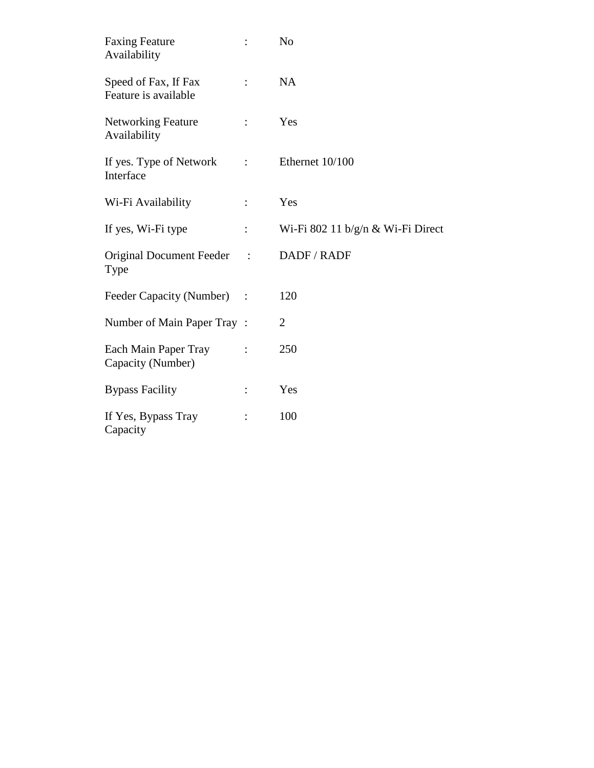| | | |
|---|---|---|
| Faxing Feature Availability | : | No |
| Speed of Fax, If Fax Feature is available | : | NA |
| Networking Feature Availability | : | Yes |
| If yes. Type of Network Interface | : | Ethernet 10/100 |
| Wi-Fi Availability | : | Yes |
| If yes, Wi-Fi type | : | Wi-Fi 802 11 b/g/n & Wi-Fi Direct |
| Original Document Feeder Type | : | DADF / RADF |
| Feeder Capacity (Number) | : | 120 |
| Number of Main Paper Tray | : | 2 |
| Each Main Paper Tray Capacity (Number) | : | 250 |
| Bypass Facility | : | Yes |
| If Yes, Bypass Tray Capacity | : | 100 |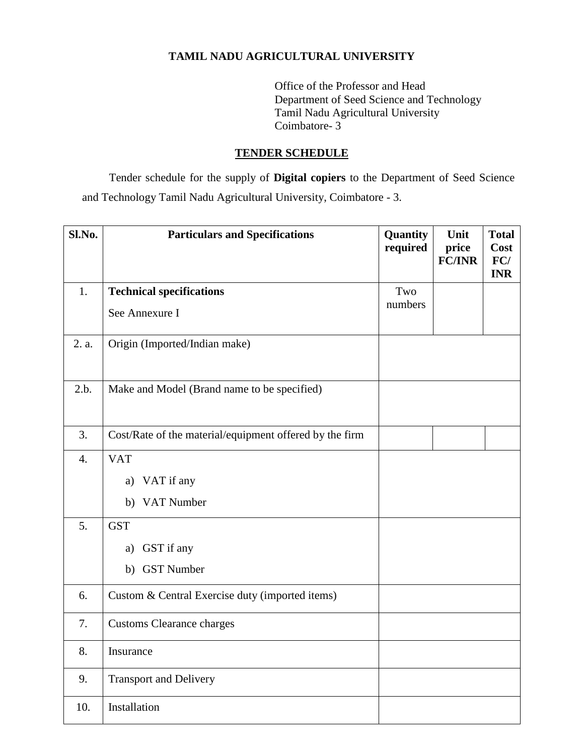## TAMIL NADU AGRICULTURAL UNIVERSITY

Office of the Professor and Head
Department of Seed Science and Technology
Tamil Nadu Agricultural University
Coimbatore- 3

### TENDER SCHEDULE

Tender schedule for the supply of **Digital copiers** to the Department of Seed Science and Technology Tamil Nadu Agricultural University, Coimbatore - 3.

| Sl.No. | Particulars and Specifications | Quantity required | Unit price FC/INR | Total Cost FC/ INR |
|---|---|---|---|---|
| 1. | **Technical specifications**<br>See Annexure I | Two numbers | | |
| 2. a. | Origin (Imported/Indian make) | | | |
| 2.b. | Make and Model (Brand name to be specified) | | | |
| 3. | Cost/Rate of the material/equipment offered by the firm | | | |
| 4. | VAT<br>a) VAT if any<br>b) VAT Number | | | |
| 5. | GST<br>a) GST if any<br>b) GST Number | | | |
| 6. | Custom & Central Exercise duty (imported items) | | | |
| 7. | Customs Clearance charges | | | |
| 8. | Insurance | | | |
| 9. | Transport and Delivery | | | |
| 10. | Installation | | | |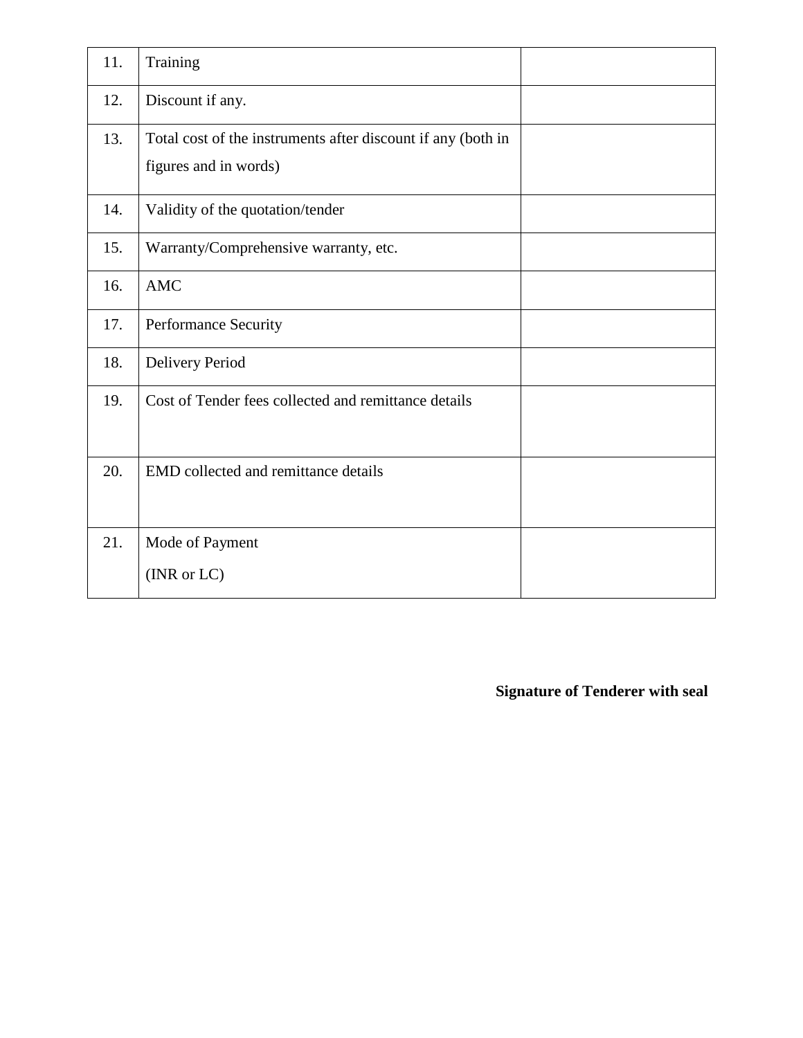| | | |
|---|---|---|
| 11. | Training | |
| 12. | Discount if any. | |
| 13. | Total cost of the instruments after discount if any (both in figures and in words) | |
| 14. | Validity of the quotation/tender | |
| 15. | Warranty/Comprehensive warranty, etc. | |
| 16. | AMC | |
| 17. | Performance Security | |
| 18. | Delivery Period | |
| 19. | Cost of Tender fees collected and remittance details | |
| 20. | EMD collected and remittance details | |
| 21. | Mode of Payment<br>(INR or LC) | |

**Signature of Tenderer with seal**